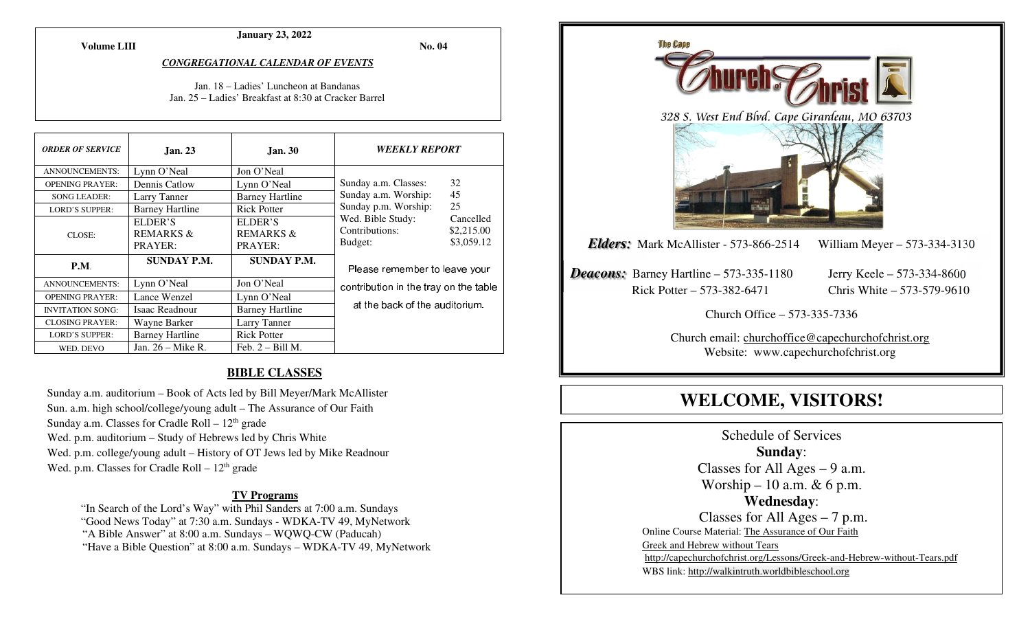**January 23, 2022**

**Volume LIII** **No. 04**

***CONGREGATIONAL CALENDAR OF EVENTS***

Jan. 18 – Ladies' Luncheon at Bandanas
Jan. 25 – Ladies' Breakfast at 8:30 at Cracker Barrel

| *ORDER OF SERVICE* | Jan. 23 | Jan. 30 |
|---|---|---|
| ANNOUNCEMENTS: | Lynn O'Neal | Jon O'Neal |
| OPENING PRAYER: | Dennis Catlow | Lynn O'Neal |
| SONG LEADER: | Larry Tanner | Barney Hartline |
| LORD'S SUPPER: | Barney Hartline | Rick Potter |
| CLOSE: | ELDER'S REMARKS & PRAYER: | ELDER'S REMARKS & PRAYER: |
| **P.M.** | **SUNDAY P.M.** | **SUNDAY P.M.** |
| ANNOUNCEMENTS: | Lynn O'Neal | Jon O'Neal |
| OPENING PRAYER: | Lance Wenzel | Lynn O'Neal |
| INVITATION SONG: | Isaac Readnour | Barney Hartline |
| CLOSING PRAYER: | Wayne Barker | Larry Tanner |
| LORD'S SUPPER: | Barney Hartline | Rick Potter |
| WED. DEVO | Jan. 26 – Mike R. | Feb. 2 – Bill M. |

***WEEKLY REPORT***

| | |
|---|---|
| Sunday a.m. Classes: | 32 |
| Sunday a.m. Worship: | 45 |
| Sunday p.m. Worship: | 25 |
| Wed. Bible Study: | Cancelled |
| Contributions: | \$2,215.00 |
| Budget: | \$3,059.12 |

Please remember to leave your contribution in the tray on the table at the back of the auditorium.

## BIBLE CLASSES

Sunday a.m. auditorium – Book of Acts led by Bill Meyer/Mark McAllister
Sun. a.m. high school/college/young adult – The Assurance of Our Faith
Sunday a.m. Classes for Cradle Roll – 12th grade
Wed. p.m. auditorium – Study of Hebrews led by Chris White
Wed. p.m. college/young adult – History of OT Jews led by Mike Readnour
Wed. p.m. Classes for Cradle Roll – 12th grade

### TV Programs

"In Search of the Lord's Way" with Phil Sanders at 7:00 a.m. Sundays
"Good News Today" at 7:30 a.m. Sundays - WDKA-TV 49, MyNetwork
"A Bible Answer" at 8:00 a.m. Sundays – WQWQ-CW (Paducah)
"Have a Bible Question" at 8:00 a.m. Sundays – WDKA-TV 49, MyNetwork

The Cape **Church of Christ**

*328 S. West End Blvd. Cape Girardeau, MO 63703*

***Elders:*** Mark McAllister - 573-866-2514 William Meyer – 573-334-3130

***Deacons:*** Barney Hartline – 573-335-1180 Jerry Keele – 573-334-8600
Rick Potter – 573-382-6471 Chris White – 573-579-9610

Church Office – 573-335-7336

Church email: churchoffice@capechurchofchrist.org
Website: www.capechurchofchrist.org

# WELCOME, VISITORS!

Schedule of Services

**Sunday**:
Classes for All Ages – 9 a.m.
Worship – 10 a.m. & 6 p.m.

**Wednesday**:
Classes for All Ages – 7 p.m.

Online Course Material: The Assurance of Our Faith
Greek and Hebrew without Tears
http://capechurchofchrist.org/Lessons/Greek-and-Hebrew-without-Tears.pdf
WBS link: http://walkintruth.worldbibleschool.org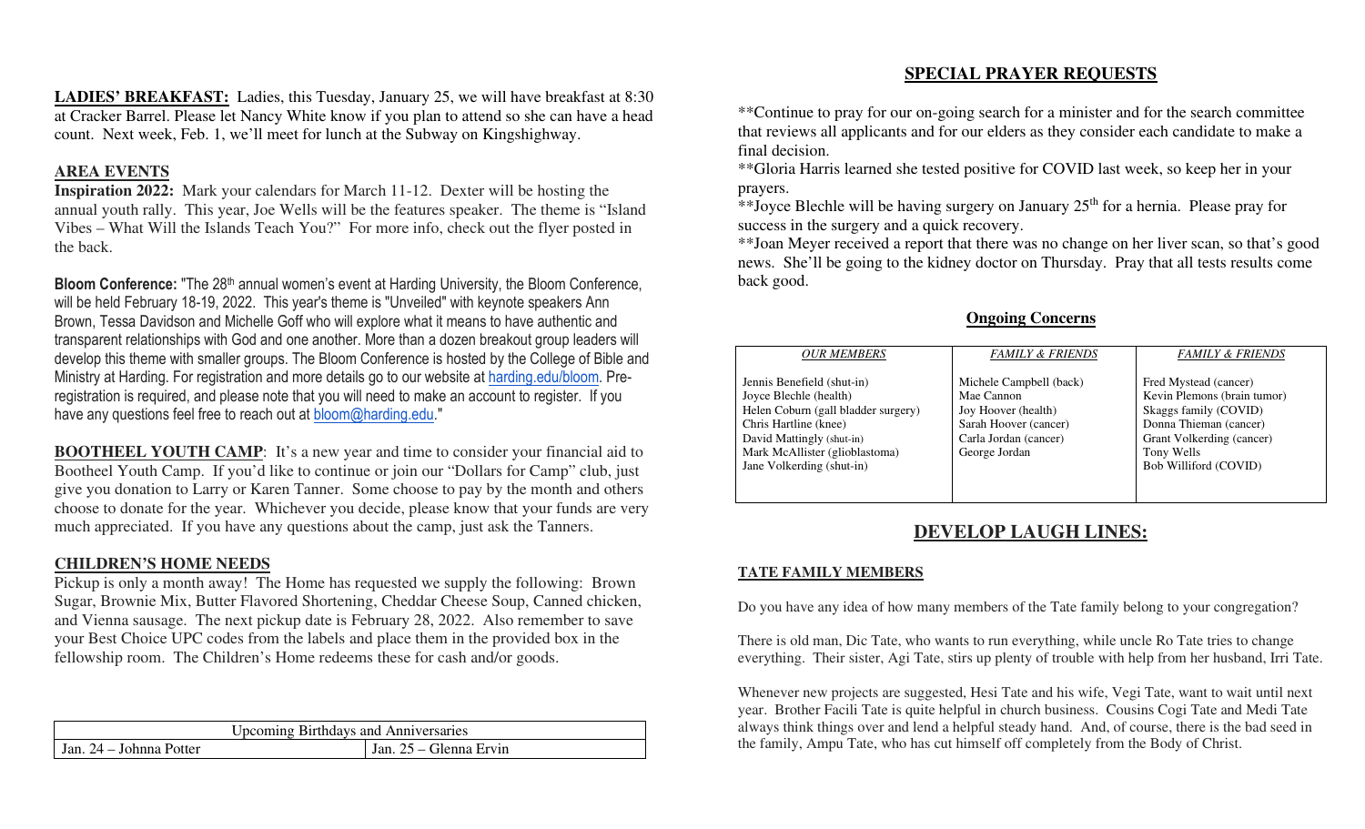**LADIES' BREAKFAST:** Ladies, this Tuesday, January 25, we will have breakfast at 8:30 at Cracker Barrel. Please let Nancy White know if you plan to attend so she can have a head count. Next week, Feb. 1, we'll meet for lunch at the Subway on Kingshighway.

## AREA EVENTS

**Inspiration 2022:** Mark your calendars for March 11-12. Dexter will be hosting the annual youth rally. This year, Joe Wells will be the features speaker. The theme is "Island Vibes – What Will the Islands Teach You?" For more info, check out the flyer posted in the back.

**Bloom Conference:** "The 28th annual women's event at Harding University, the Bloom Conference, will be held February 18-19, 2022. This year's theme is "Unveiled" with keynote speakers Ann Brown, Tessa Davidson and Michelle Goff who will explore what it means to have authentic and transparent relationships with God and one another. More than a dozen breakout group leaders will develop this theme with smaller groups. The Bloom Conference is hosted by the College of Bible and Ministry at Harding. For registration and more details go to our website at harding.edu/bloom. Pre-registration is required, and please note that you will need to make an account to register. If you have any questions feel free to reach out at bloom@harding.edu."

**BOOTHEEL YOUTH CAMP**: It's a new year and time to consider your financial aid to Bootheel Youth Camp. If you'd like to continue or join our "Dollars for Camp" club, just give you donation to Larry or Karen Tanner. Some choose to pay by the month and others choose to donate for the year. Whichever you decide, please know that your funds are very much appreciated. If you have any questions about the camp, just ask the Tanners.

## CHILDREN'S HOME NEEDS

Pickup is only a month away! The Home has requested we supply the following: Brown Sugar, Brownie Mix, Butter Flavored Shortening, Cheddar Cheese Soup, Canned chicken, and Vienna sausage. The next pickup date is February 28, 2022. Also remember to save your Best Choice UPC codes from the labels and place them in the provided box in the fellowship room. The Children's Home redeems these for cash and/or goods.

| Upcoming Birthdays and Anniversaries | |
|---|---|
| Jan. 24 – Johnna Potter | Jan. 25 – Glenna Ervin |

## SPECIAL PRAYER REQUESTS

**Continue to pray for our on-going search for a minister and for the search committee that reviews all applicants and for our elders as they consider each candidate to make a final decision.

**Gloria Harris learned she tested positive for COVID last week, so keep her in your prayers.

**Joyce Blechle will be having surgery on January 25th for a hernia. Please pray for success in the surgery and a quick recovery.

**Joan Meyer received a report that there was no change on her liver scan, so that's good news. She'll be going to the kidney doctor on Thursday. Pray that all tests results come back good.

### Ongoing Concerns

| *OUR MEMBERS* | *FAMILY & FRIENDS* | *FAMILY & FRIENDS* |
|---|---|---|
| Jennis Benefield (shut-in) | Michele Campbell (back) | Fred Mystead (cancer) |
| Joyce Blechle (health) | Mae Cannon | Kevin Plemons (brain tumor) |
| Helen Coburn (gall bladder surgery) | Joy Hoover (health) | Skaggs family (COVID) |
| Chris Hartline (knee) | Sarah Hoover (cancer) | Donna Thieman (cancer) |
| David Mattingly (shut-in) | Carla Jordan (cancer) | Grant Volkerding (cancer) |
| Mark McAllister (glioblastoma) | George Jordan | Tony Wells |
| Jane Volkerding (shut-in) | | Bob Williford (COVID) |

## DEVELOP LAUGH LINES:

### TATE FAMILY MEMBERS

Do you have any idea of how many members of the Tate family belong to your congregation?

There is old man, Dic Tate, who wants to run everything, while uncle Ro Tate tries to change everything. Their sister, Agi Tate, stirs up plenty of trouble with help from her husband, Irri Tate.

Whenever new projects are suggested, Hesi Tate and his wife, Vegi Tate, want to wait until next year. Brother Facili Tate is quite helpful in church business. Cousins Cogi Tate and Medi Tate always think things over and lend a helpful steady hand. And, of course, there is the bad seed in the family, Ampu Tate, who has cut himself off completely from the Body of Christ.